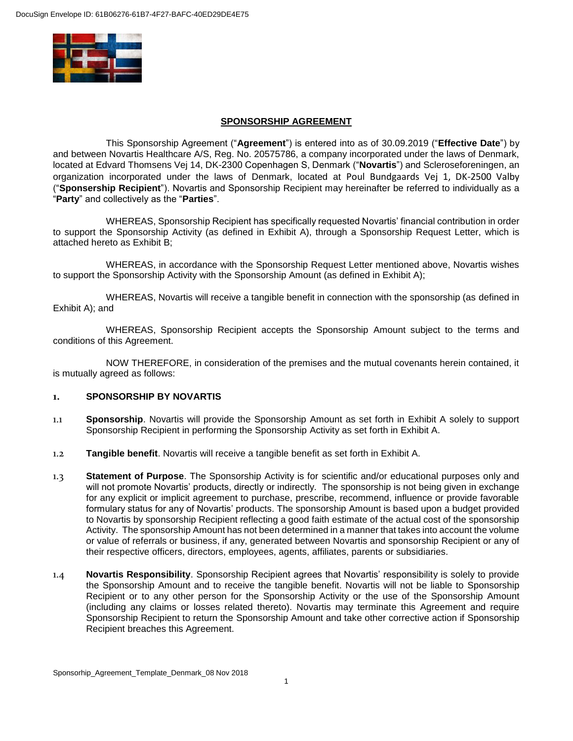DocuSign Envelope ID: 61B06276-61B7-4F27-BAFC-40ED29DE4E75

# SPONSORSHIP AGREEMENT

This Sponsorship Agreement ("**Agreement**") is entered into as of 30.09.2019 ("**Effective Date**") by and between Novartis Healthcare A/S, Reg. No. 20575786, a company incorporated under the laws of Denmark, located at Edvard Thomsens Vej 14, DK-2300 Copenhagen S, Denmark ("**Novartis**") and Scleroseforeningen, an organization incorporated under the laws of Denmark, located at Poul Bundgaards Vej 1, DK-2500 Valby ("**Sponsership Recipient**"). Novartis and Sponsorship Recipient may hereinafter be referred to individually as a "**Party**" and collectively as the "**Parties**".

WHEREAS, Sponsorship Recipient has specifically requested Novartis' financial contribution in order to support the Sponsorship Activity (as defined in Exhibit A), through a Sponsorship Request Letter, which is attached hereto as Exhibit B;

WHEREAS, in accordance with the Sponsorship Request Letter mentioned above, Novartis wishes to support the Sponsorship Activity with the Sponsorship Amount (as defined in Exhibit A);

WHEREAS, Novartis will receive a tangible benefit in connection with the sponsorship (as defined in Exhibit A); and

WHEREAS, Sponsorship Recipient accepts the Sponsorship Amount subject to the terms and conditions of this Agreement.

NOW THEREFORE, in consideration of the premises and the mutual covenants herein contained, it is mutually agreed as follows:

## 1. SPONSORSHIP BY NOVARTIS

1.1 **Sponsorship**. Novartis will provide the Sponsorship Amount as set forth in Exhibit A solely to support Sponsorship Recipient in performing the Sponsorship Activity as set forth in Exhibit A.

1.2 **Tangible benefit**. Novartis will receive a tangible benefit as set forth in Exhibit A.

1.3 **Statement of Purpose**. The Sponsorship Activity is for scientific and/or educational purposes only and will not promote Novartis' products, directly or indirectly. The sponsorship is not being given in exchange for any explicit or implicit agreement to purchase, prescribe, recommend, influence or provide favorable formulary status for any of Novartis' products. The sponsorship Amount is based upon a budget provided to Novartis by sponsorship Recipient reflecting a good faith estimate of the actual cost of the sponsorship Activity. The sponsorship Amount has not been determined in a manner that takes into account the volume or value of referrals or business, if any, generated between Novartis and sponsorship Recipient or any of their respective officers, directors, employees, agents, affiliates, parents or subsidiaries.

1.4 **Novartis Responsibility**. Sponsorship Recipient agrees that Novartis' responsibility is solely to provide the Sponsorship Amount and to receive the tangible benefit. Novartis will not be liable to Sponsorship Recipient or to any other person for the Sponsorship Activity or the use of the Sponsorship Amount (including any claims or losses related thereto). Novartis may terminate this Agreement and require Sponsorship Recipient to return the Sponsorship Amount and take other corrective action if Sponsorship Recipient breaches this Agreement.

Sponsorhip_Agreement_Template_Denmark_08 Nov 2018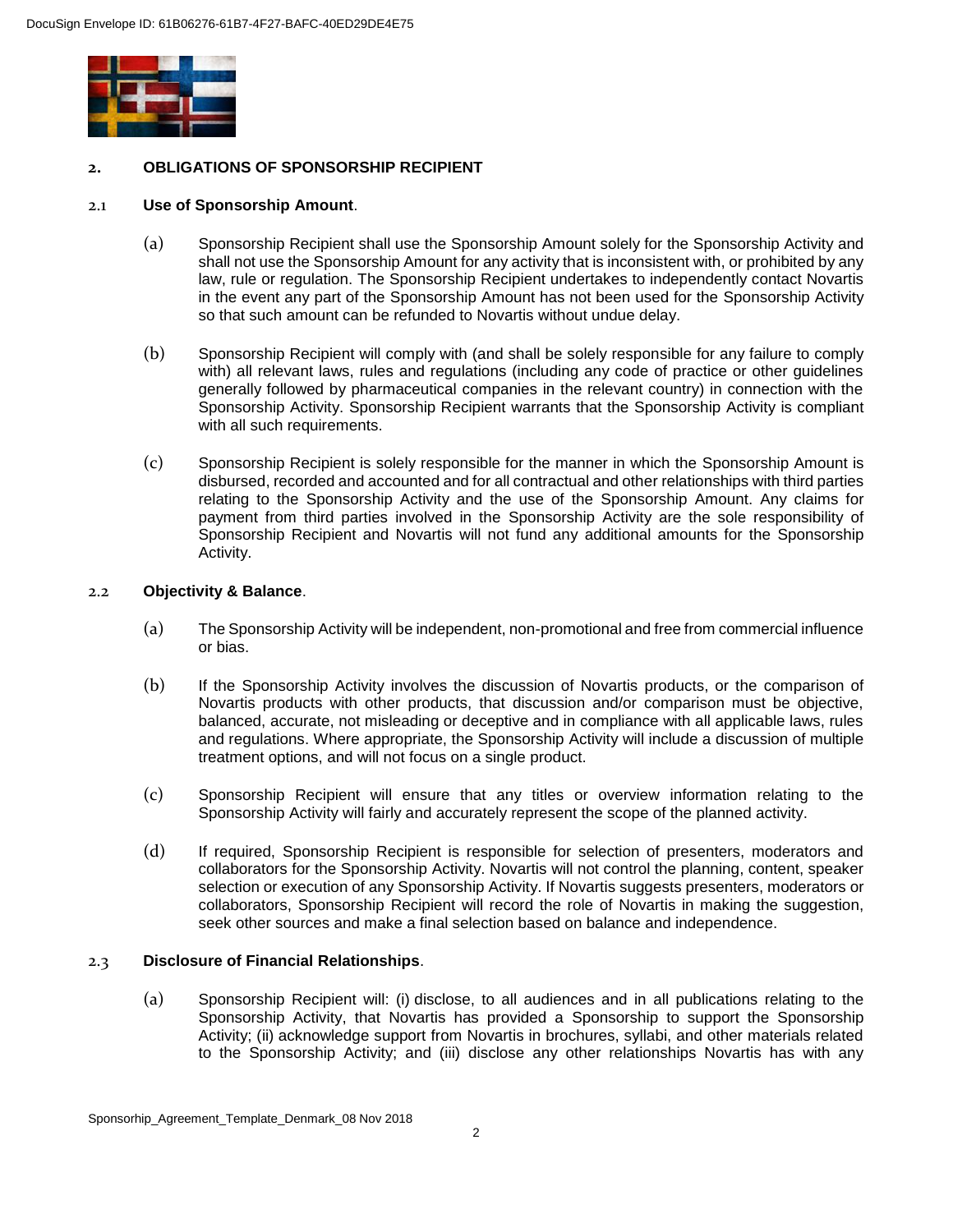## 2. OBLIGATIONS OF SPONSORSHIP RECIPIENT

### 2.1 **Use of Sponsorship Amount**.

(a) Sponsorship Recipient shall use the Sponsorship Amount solely for the Sponsorship Activity and shall not use the Sponsorship Amount for any activity that is inconsistent with, or prohibited by any law, rule or regulation. The Sponsorship Recipient undertakes to independently contact Novartis in the event any part of the Sponsorship Amount has not been used for the Sponsorship Activity so that such amount can be refunded to Novartis without undue delay.

(b) Sponsorship Recipient will comply with (and shall be solely responsible for any failure to comply with) all relevant laws, rules and regulations (including any code of practice or other guidelines generally followed by pharmaceutical companies in the relevant country) in connection with the Sponsorship Activity. Sponsorship Recipient warrants that the Sponsorship Activity is compliant with all such requirements.

(c) Sponsorship Recipient is solely responsible for the manner in which the Sponsorship Amount is disbursed, recorded and accounted and for all contractual and other relationships with third parties relating to the Sponsorship Activity and the use of the Sponsorship Amount. Any claims for payment from third parties involved in the Sponsorship Activity are the sole responsibility of Sponsorship Recipient and Novartis will not fund any additional amounts for the Sponsorship Activity.

### 2.2 **Objectivity & Balance**.

(a) The Sponsorship Activity will be independent, non-promotional and free from commercial influence or bias.

(b) If the Sponsorship Activity involves the discussion of Novartis products, or the comparison of Novartis products with other products, that discussion and/or comparison must be objective, balanced, accurate, not misleading or deceptive and in compliance with all applicable laws, rules and regulations. Where appropriate, the Sponsorship Activity will include a discussion of multiple treatment options, and will not focus on a single product.

(c) Sponsorship Recipient will ensure that any titles or overview information relating to the Sponsorship Activity will fairly and accurately represent the scope of the planned activity.

(d) If required, Sponsorship Recipient is responsible for selection of presenters, moderators and collaborators for the Sponsorship Activity. Novartis will not control the planning, content, speaker selection or execution of any Sponsorship Activity. If Novartis suggests presenters, moderators or collaborators, Sponsorship Recipient will record the role of Novartis in making the suggestion, seek other sources and make a final selection based on balance and independence.

### 2.3 **Disclosure of Financial Relationships**.

(a) Sponsorship Recipient will: (i) disclose, to all audiences and in all publications relating to the Sponsorship Activity, that Novartis has provided a Sponsorship to support the Sponsorship Activity; (ii) acknowledge support from Novartis in brochures, syllabi, and other materials related to the Sponsorship Activity; and (iii) disclose any other relationships Novartis has with any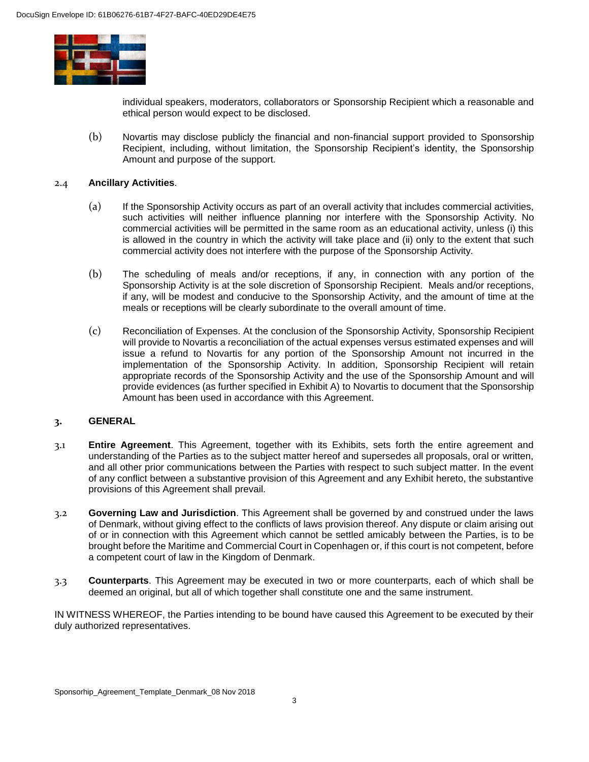individual speakers, moderators, collaborators or Sponsorship Recipient which a reasonable and ethical person would expect to be disclosed.

(b) Novartis may disclose publicly the financial and non-financial support provided to Sponsorship Recipient, including, without limitation, the Sponsorship Recipient's identity, the Sponsorship Amount and purpose of the support.

2.4 **Ancillary Activities**.

(a) If the Sponsorship Activity occurs as part of an overall activity that includes commercial activities, such activities will neither influence planning nor interfere with the Sponsorship Activity. No commercial activities will be permitted in the same room as an educational activity, unless (i) this is allowed in the country in which the activity will take place and (ii) only to the extent that such commercial activity does not interfere with the purpose of the Sponsorship Activity.

(b) The scheduling of meals and/or receptions, if any, in connection with any portion of the Sponsorship Activity is at the sole discretion of Sponsorship Recipient. Meals and/or receptions, if any, will be modest and conducive to the Sponsorship Activity, and the amount of time at the meals or receptions will be clearly subordinate to the overall amount of time.

(c) Reconciliation of Expenses. At the conclusion of the Sponsorship Activity, Sponsorship Recipient will provide to Novartis a reconciliation of the actual expenses versus estimated expenses and will issue a refund to Novartis for any portion of the Sponsorship Amount not incurred in the implementation of the Sponsorship Activity. In addition, Sponsorship Recipient will retain appropriate records of the Sponsorship Activity and the use of the Sponsorship Amount and will provide evidences (as further specified in Exhibit A) to Novartis to document that the Sponsorship Amount has been used in accordance with this Agreement.

## 3. GENERAL

3.1 **Entire Agreement**. This Agreement, together with its Exhibits, sets forth the entire agreement and understanding of the Parties as to the subject matter hereof and supersedes all proposals, oral or written, and all other prior communications between the Parties with respect to such subject matter. In the event of any conflict between a substantive provision of this Agreement and any Exhibit hereto, the substantive provisions of this Agreement shall prevail.

3.2 **Governing Law and Jurisdiction**. This Agreement shall be governed by and construed under the laws of Denmark, without giving effect to the conflicts of laws provision thereof. Any dispute or claim arising out of or in connection with this Agreement which cannot be settled amicably between the Parties, is to be brought before the Maritime and Commercial Court in Copenhagen or, if this court is not competent, before a competent court of law in the Kingdom of Denmark.

3.3 **Counterparts**. This Agreement may be executed in two or more counterparts, each of which shall be deemed an original, but all of which together shall constitute one and the same instrument.

IN WITNESS WHEREOF, the Parties intending to be bound have caused this Agreement to be executed by their duly authorized representatives.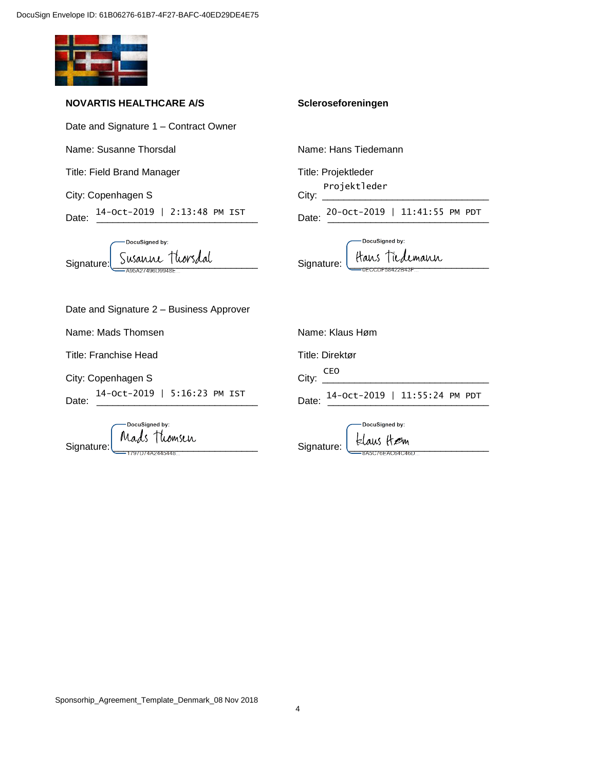DocuSign Envelope ID: 61B06276-61B7-4F27-BAFC-40ED29DE4E75

| **NOVARTIS HEALTHCARE A/S** | **Scleroseforeningen** |
|---|---|
| Date and Signature 1 – Contract Owner | |
| Name: Susanne Thorsdal | Name: Hans Tiedemann |
| Title: Field Brand Manager | Title: Projektleder |
| City: Copenhagen S | City: Projektleder |
| Date: 14-Oct-2019 \| 2:13:48 PM IST | Date: 20-Oct-2019 \| 11:41:55 PM PDT |
| Signature: DocuSigned by: Susanne Thorsdal A95A27496D9948E... | Signature: DocuSigned by: Hans Tiedemann 0ECCDF58422B43F... |
| Date and Signature 2 – Business Approver | |
| Name: Mads Thomsen | Name: Klaus Høm |
| Title: Franchise Head | Title: Direktør |
| City: Copenhagen S | City: CEO |
| Date: 14-Oct-2019 \| 5:16:23 PM IST | Date: 14-Oct-2019 \| 11:55:24 PM PDT |
| Signature: DocuSigned by: Mads Thomsen 1797D74A2445448... | Signature: DocuSigned by: Klaus Høm 8A5C76EAC64C46D... |

Sponsorhip_Agreement_Template_Denmark_08 Nov 2018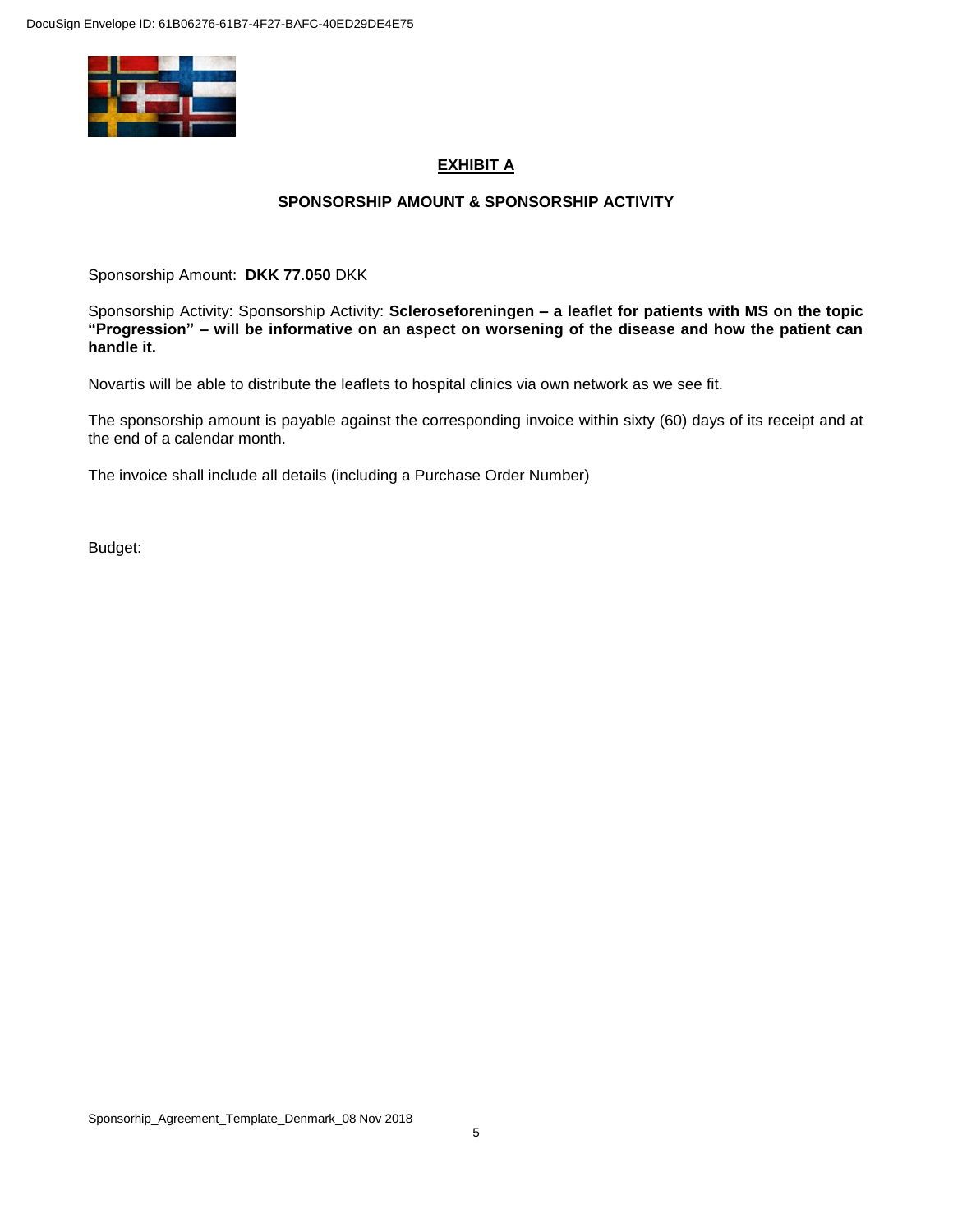# EXHIBIT A

## SPONSORSHIP AMOUNT & SPONSORSHIP ACTIVITY

Sponsorship Amount: **DKK 77.050** DKK

Sponsorship Activity: Sponsorship Activity: **Scleroseforeningen – a leaflet for patients with MS on the topic "Progression" – will be informative on an aspect on worsening of the disease and how the patient can handle it.**

Novartis will be able to distribute the leaflets to hospital clinics via own network as we see fit.

The sponsorship amount is payable against the corresponding invoice within sixty (60) days of its receipt and at the end of a calendar month.

The invoice shall include all details (including a Purchase Order Number)

Budget: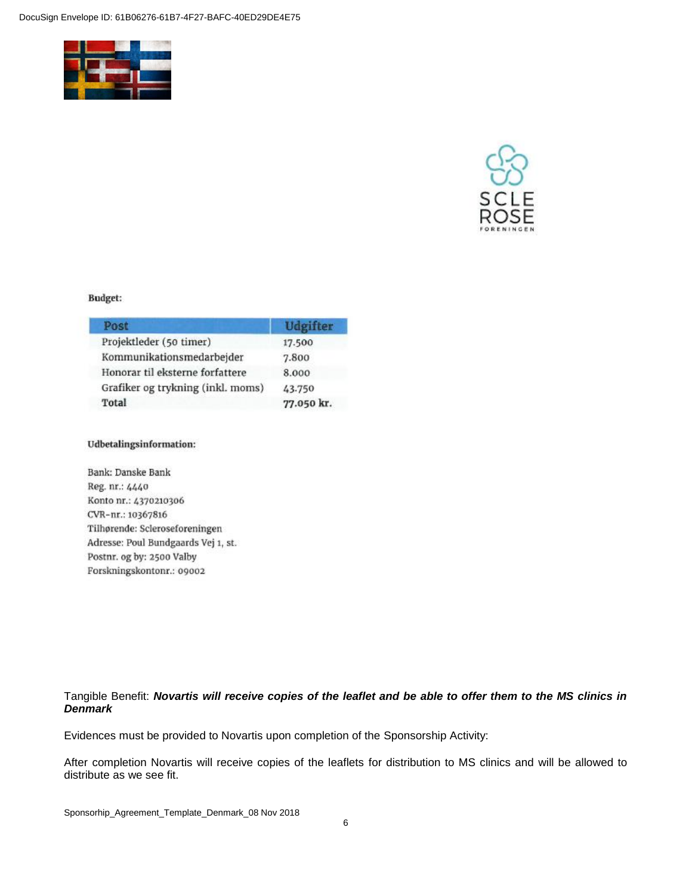**Budget:**

| Post | Udgifter |
|---|---|
| Projektleder (50 timer) | 17.500 |
| Kommunikationsmedarbejder | 7.800 |
| Honorar til eksterne forfattere | 8.000 |
| Grafiker og trykning (inkl. moms) | 43.750 |
| **Total** | **77.050 kr.** |

**Udbetalingsinformation:**

Bank: Danske Bank
Reg. nr.: 4440
Konto nr.: 4370210306
CVR-nr.: 10367816
Tilhørende: Scleroseforeningen
Adresse: Poul Bundgaards Vej 1, st.
Postnr. og by: 2500 Valby
Forskningskontonr.: 09002

Tangible Benefit: ***Novartis will receive copies of the leaflet and be able to offer them to the MS clinics in Denmark***

Evidences must be provided to Novartis upon completion of the Sponsorship Activity:

After completion Novartis will receive copies of the leaflets for distribution to MS clinics and will be allowed to distribute as we see fit.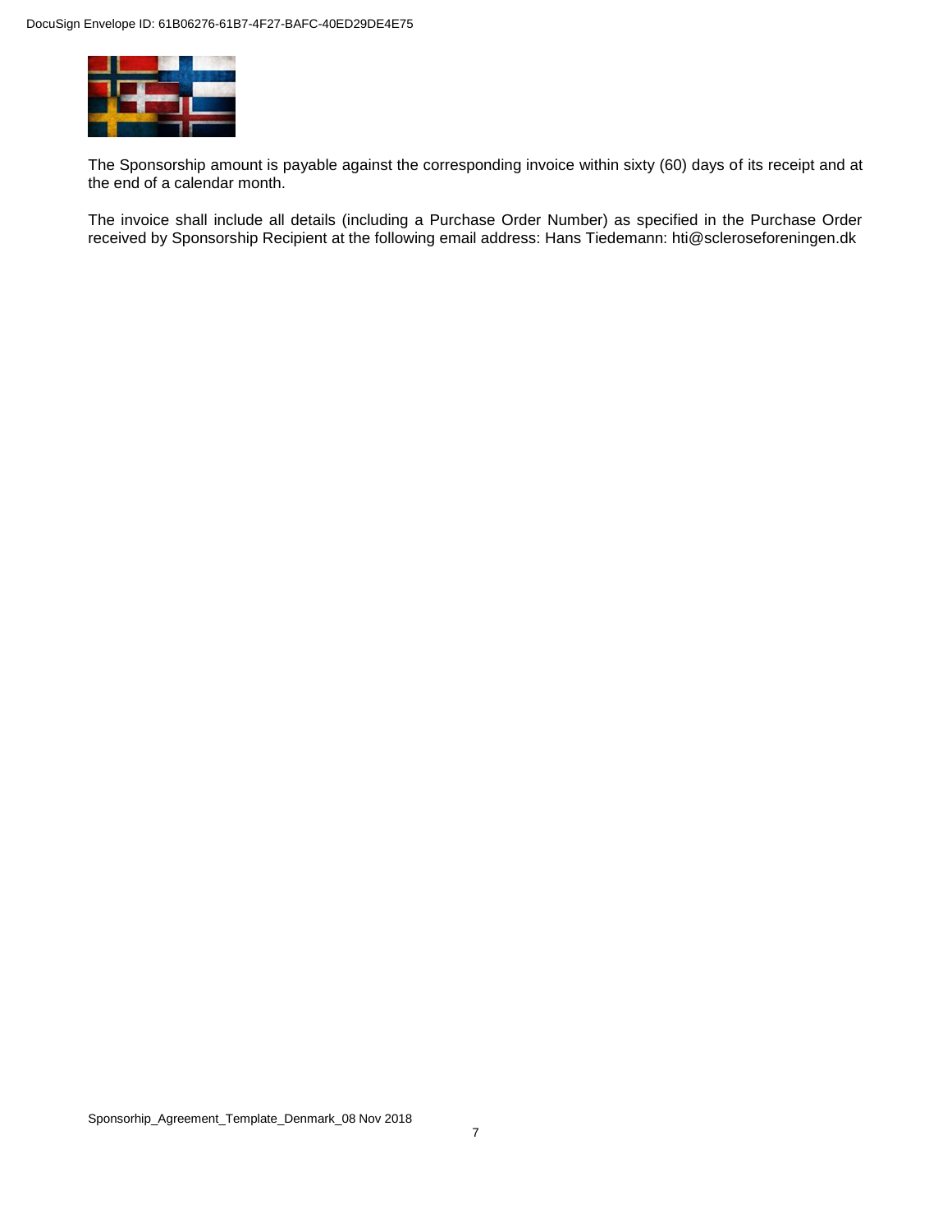The Sponsorship amount is payable against the corresponding invoice within sixty (60) days of its receipt and at the end of a calendar month.

The invoice shall include all details (including a Purchase Order Number) as specified in the Purchase Order received by Sponsorship Recipient at the following email address: Hans Tiedemann: hti@scleroseforeningen.dk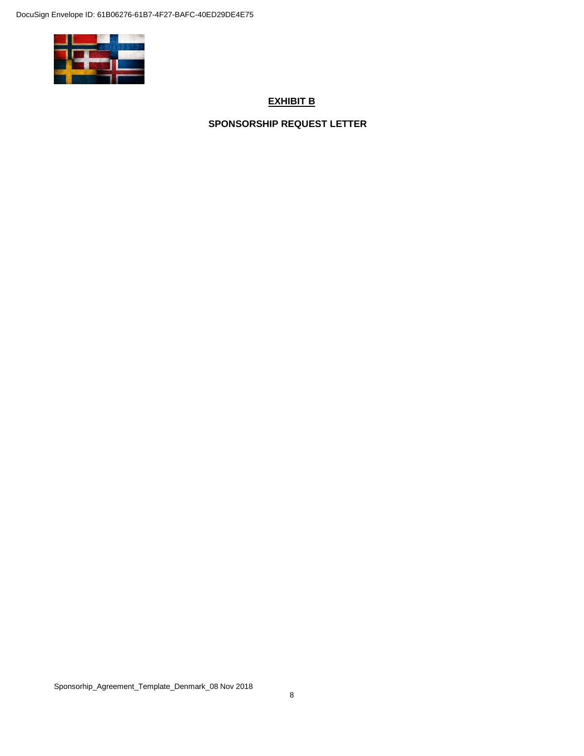**EXHIBIT B**

**SPONSORSHIP REQUEST LETTER**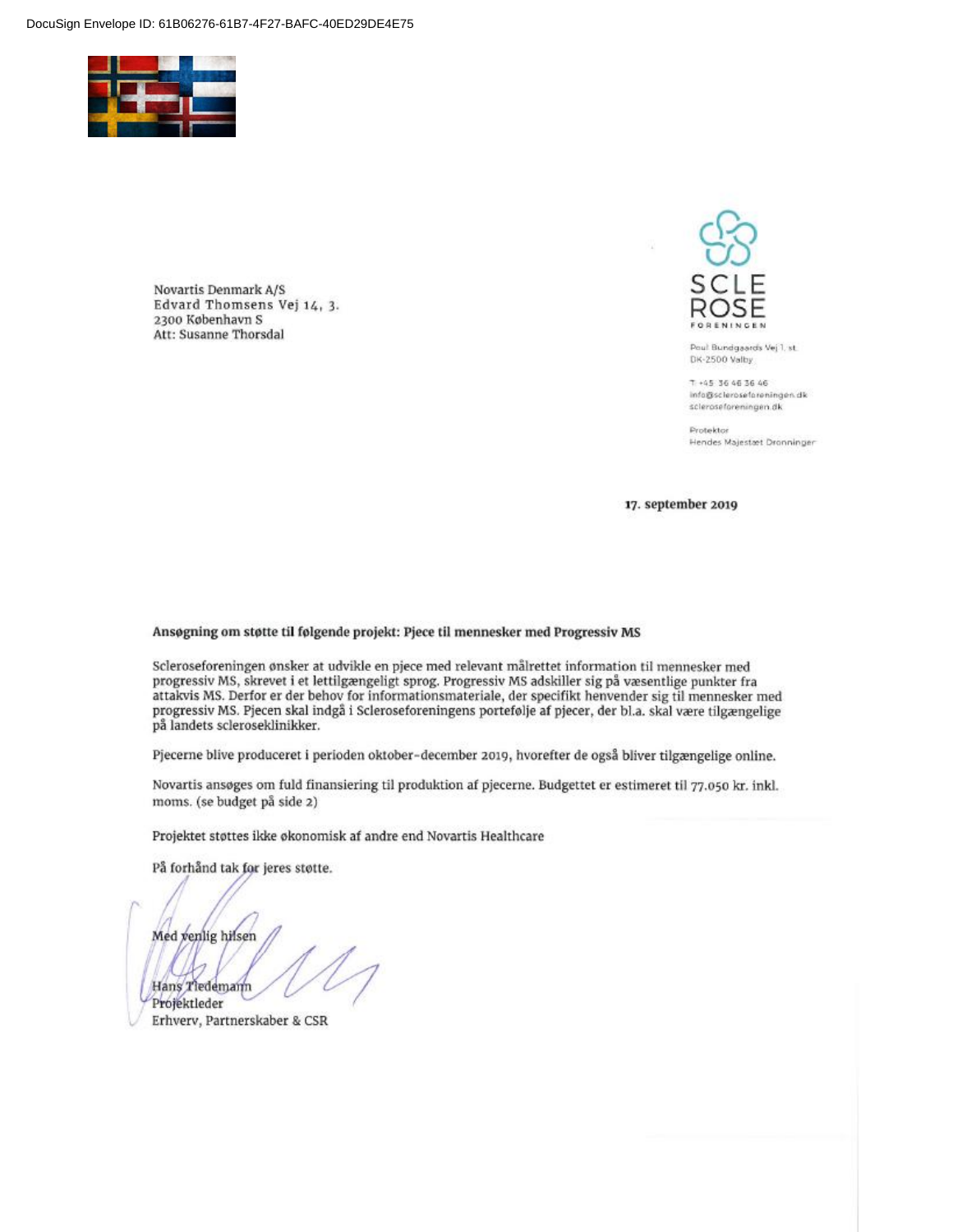DocuSign Envelope ID: 61B06276-61B7-4F27-BAFC-40ED29DE4E75

Novartis Denmark A/S
Edvard Thomsens Vej 14, 3.
2300 København S
Att: Susanne Thorsdal

SCLEROSE FORENINGEN

Poul Bundgaards Vej 1, st.
DK-2500 Valby

T: +45 36 46 36 46
info@scleroseforeningen.dk
scleroseforeningen.dk

Protektor
Hendes Majestæt Dronningen

17. september 2019

**Ansøgning om støtte til følgende projekt: Pjece til mennesker med Progressiv MS**

Scleroseforeningen ønsker at udvikle en pjece med relevant målrettet information til mennesker med progressiv MS, skrevet i et lettilgængeligt sprog. Progressiv MS adskiller sig på væsentlige punkter fra attakvis MS. Derfor er der behov for informationsmateriale, der specifikt henvender sig til mennesker med progressiv MS. Pjecen skal indgå i Scleroseforeningens portefølje af pjecer, der bl.a. skal være tilgængelige på landets scleroseklinikker.

Pjecerne blive produceret i perioden oktober-december 2019, hvorefter de også bliver tilgængelige online.

Novartis ansøges om fuld finansiering til produktion af pjecerne. Budgettet er estimeret til 77.050 kr. inkl. moms. (se budget på side 2)

Projektet støttes ikke økonomisk af andre end Novartis Healthcare

På forhånd tak for jeres støtte.

Med venlig hilsen

Hans Tiedemann
Projektleder
Erhverv, Partnerskaber & CSR